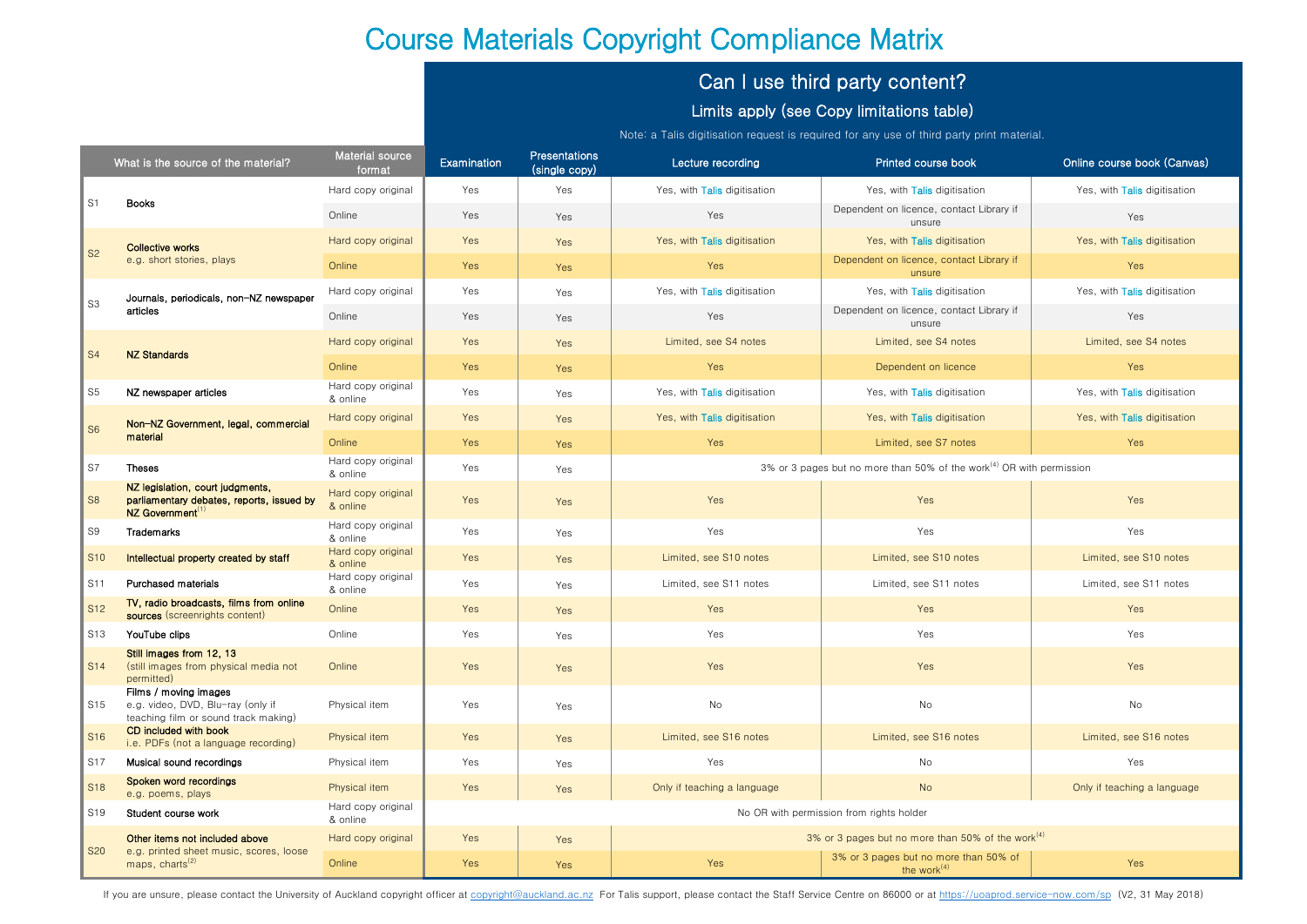# Course Materials Copyright Compliance Matrix

## Can I use third party content?

### Limits apply (see Copy limitations table)

Note: a Talis digitisation request is required for any use of third party print material.

| | What is the source of the material? | Material source format | Examination | Presentations (single copy) | Lecture recording | Printed course book | Online course book (Canvas) |
|---|---|---|---|---|---|---|---|
| S1 | **Books** | Hard copy original | Yes | Yes | Yes, with Talis digitisation | Yes, with Talis digitisation | Yes, with Talis digitisation |
| | | Online | Yes | Yes | Yes | Dependent on licence, contact Library if unsure | Yes |
| S2 | **Collective works** e.g. short stories, plays | Hard copy original | Yes | Yes | Yes, with Talis digitisation | Yes, with Talis digitisation | Yes, with Talis digitisation |
| | | Online | Yes | Yes | Yes | Dependent on licence, contact Library if unsure | Yes |
| S3 | **Journals, periodicals, non-NZ newspaper articles** | Hard copy original | Yes | Yes | Yes, with Talis digitisation | Yes, with Talis digitisation | Yes, with Talis digitisation |
| | | Online | Yes | Yes | Yes | Dependent on licence, contact Library if unsure | Yes |
| S4 | **NZ Standards** | Hard copy original | Yes | Yes | Limited, see S4 notes | Limited, see S4 notes | Limited, see S4 notes |
| | | Online | Yes | Yes | Yes | Dependent on licence | Yes |
| S5 | **NZ newspaper articles** | Hard copy original & online | Yes | Yes | Yes, with Talis digitisation | Yes, with Talis digitisation | Yes, with Talis digitisation |
| S6 | **Non-NZ Government, legal, commercial material** | Hard copy original | Yes | Yes | Yes, with Talis digitisation | Yes, with Talis digitisation | Yes, with Talis digitisation |
| | | Online | Yes | Yes | Yes | Limited, see S7 notes | Yes |
| S7 | **Theses** | Hard copy original & online | Yes | Yes | 3% or 3 pages but no more than 50% of the work[4] OR with permission | | |
| S8 | **NZ legislation, court judgments, parliamentary debates, reports, issued by NZ Government**[1] | Hard copy original & online | Yes | Yes | Yes | Yes | Yes |
| S9 | **Trademarks** | Hard copy original & online | Yes | Yes | Yes | Yes | Yes |
| S10 | **Intellectual property created by staff** | Hard copy original & online | Yes | Yes | Limited, see S10 notes | Limited, see S10 notes | Limited, see S10 notes |
| S11 | **Purchased materials** | Hard copy original & online | Yes | Yes | Limited, see S11 notes | Limited, see S11 notes | Limited, see S11 notes |
| S12 | **TV, radio broadcasts, films from online sources** (screenrights content) | Online | Yes | Yes | Yes | Yes | Yes |
| S13 | **YouTube clips** | Online | Yes | Yes | Yes | Yes | Yes |
| S14 | **Still images from 12, 13** (still images from physical media not permitted) | Online | Yes | Yes | Yes | Yes | Yes |
| S15 | **Films / moving images** e.g. video, DVD, Blu-ray (only if teaching film or sound track making) | Physical item | Yes | Yes | No | No | No |
| S16 | **CD included with book** i.e. PDFs (not a language recording) | Physical item | Yes | Yes | Limited, see S16 notes | Limited, see S16 notes | Limited, see S16 notes |
| S17 | **Musical sound recordings** | Physical item | Yes | Yes | Yes | No | Yes |
| S18 | **Spoken word recordings** e.g. poems, plays | Physical item | Yes | Yes | Only if teaching a language | No | Only if teaching a language |
| S19 | **Student course work** | Hard copy original & online | No OR with permission from rights holder | | | | |
| S20 | **Other items not included above** e.g. printed sheet music, scores, loose maps, charts[2] | Hard copy original | Yes | Yes | 3% or 3 pages but no more than 50% of the work[4] | | |
| | | Online | Yes | Yes | Yes | 3% or 3 pages but no more than 50% of the work[4] | Yes |

If you are unsure, please contact the University of Auckland copyright officer at copyright@auckland.ac.nz For Talis support, please contact the Staff Service Centre on 86000 or at https://uoaprod.service-now.com/sp (V2, 31 May 2018)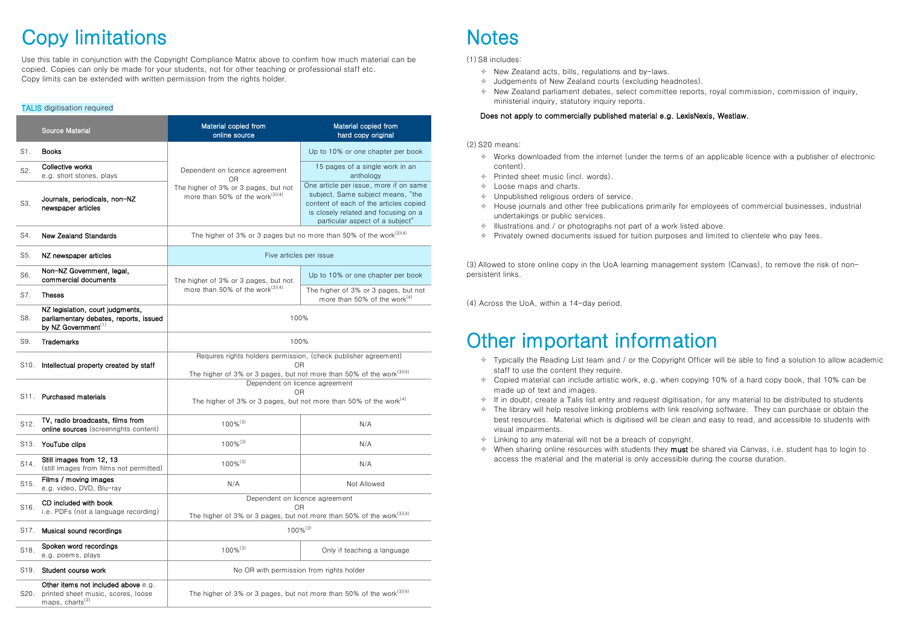# Copy limitations

Use this table in conjunction with the Copyright Compliance Matrix above to confirm how much material can be copied. Copies can only be made for your students, not for other teaching or professional staff etc.
Copy limits can be extended with written permission from the rights holder.

TALIS digitisation required

| | Source Material | Material copied from online source | Material copied from hard copy original |
|---|---|---|---|
| S1. | **Books** | Dependent on licence agreement OR The higher of 3% or 3 pages, but not more than 50% of the work[(3)(4)] | Up to 10% or one chapter per book |
| S2. | **Collective works** e.g. short stories, plays | | 15 pages of a single work in an anthology |
| S3. | **Journals, periodicals, non-NZ newspaper articles** | | One article per issue, more if on same subject. Same subject means, "the content of each of the articles copied is closely related and focusing on a particular aspect of a subject" |
| S4. | **New Zealand Standards** | The higher of 3% or 3 pages but no more than 50% of the work[(3)(4)] | |
| S5. | **NZ newspaper articles** | Five articles per issue | |
| S6. | **Non-NZ Government, legal, commercial documents** | The higher of 3% or 3 pages, but not more than 50% of the work[(3)(4)] | Up to 10% or one chapter per book |
| S7. | **Theses** | | The higher of 3% or 3 pages, but not more than 50% of the work[(4)] |
| S8. | **NZ legislation, court judgments, parliamentary debates, reports, issued by NZ Government**[(1)] | 100% | |
| S9. | **Trademarks** | 100% | |
| S10. | **Intellectual property created by staff** | Requires rights holders permission, (check publisher agreement) OR The higher of 3% or 3 pages, but not more than 50% of the work[(3)(4)] | |
| S11. | **Purchased materials** | Dependent on licence agreement OR The higher of 3% or 3 pages, but not more than 50% of the work[(4)] | |
| S12. | **TV, radio broadcasts, films from online sources** (screenrights content) | 100%[(3)] | N/A |
| S13. | **YouTube clips** | 100%[(3)] | N/A |
| S14. | **Still images from 12, 13** (still images from films not permitted) | 100%[(3)] | N/A |
| S15. | **Films / moving images** e.g. video, DVD, Blu-ray | N/A | Not Allowed |
| S16. | **CD included with book** i.e. PDFs (not a language recording) | Dependent on licence agreement OR The higher of 3% or 3 pages, but not more than 50% of the work[(3)(4)] | |
| S17. | **Musical sound recordings** | 100%[(3)] | |
| S18. | **Spoken word recordings** e.g. poems, plays | 100%[(3)] | Only if teaching a language |
| S19. | **Student course work** | No OR with permission from rights holder | |
| S20. | **Other items not included above** e.g. printed sheet music, scores, loose maps, charts[(2)] | The higher of 3% or 3 pages, but not more than 50% of the work[(3)(4)] | |

# Notes

(1) S8 includes:

- New Zealand acts, bills, regulations and by-laws.
- Judgements of New Zealand courts (excluding headnotes).
- New Zealand parliament debates, select committee reports, royal commission, commission of inquiry, ministerial inquiry, statutory inquiry reports.

**Does not apply to commercially published material e.g. LexisNexis, Westlaw.**

(2) S20 means:

- Works downloaded from the internet (under the terms of an applicable licence with a publisher of electronic content).
- Printed sheet music (incl. words).
- Loose maps and charts.
- Unpublished religious orders of service.
- House journals and other free publications primarily for employees of commercial businesses, industrial undertakings or public services.
- Illustrations and / or photographs not part of a work listed above.
- Privately owned documents issued for tuition purposes and limited to clientele who pay fees.

(3) Allowed to store online copy in the UoA learning management system (Canvas), to remove the risk of non-persistent links.

(4) Across the UoA, within a 14-day period.

# Other important information

- Typically the Reading List team and / or the Copyright Officer will be able to find a solution to allow academic staff to use the content they require.
- Copied material can include artistic work, e.g. when copying 10% of a hard copy book, that 10% can be made up of text and images.
- If in doubt, create a Talis list entry and request digitisation, for any material to be distributed to students
- The library will help resolve linking problems with link resolving software. They can purchase or obtain the best resources. Material which is digitised will be clean and easy to read, and accessible to students with visual impairments.
- Linking to any material will not be a breach of copyright.
- When sharing online resources with students they **must** be shared via Canvas, i.e. student has to login to access the material and the material is only accessible during the course duration.